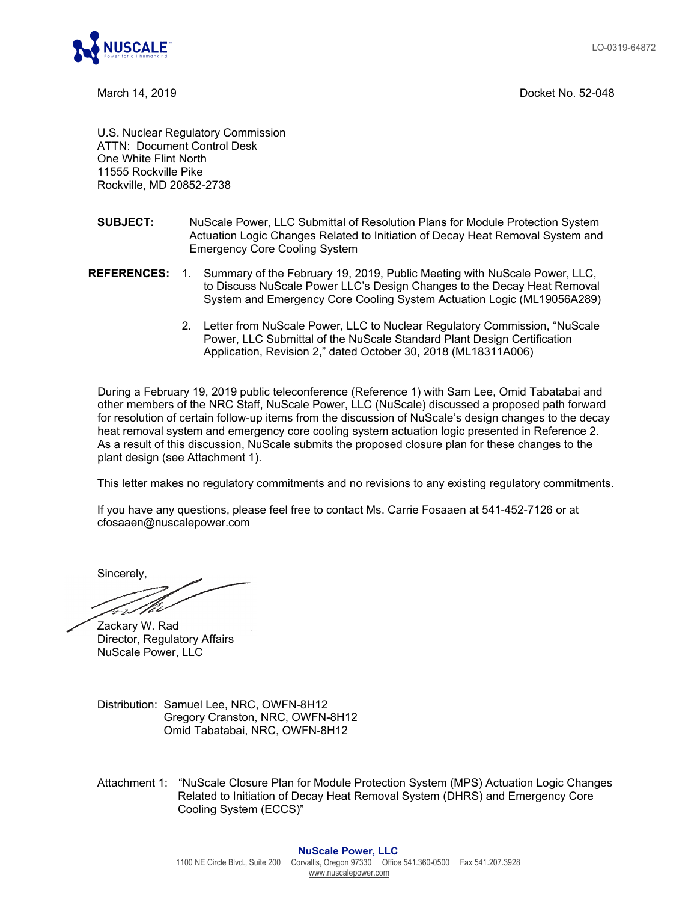LO-0319-64872

March 14, 2019

Docket No. 52-048

U.S. Nuclear Regulatory Commission
ATTN: Document Control Desk
One White Flint North
11555 Rockville Pike
Rockville, MD 20852-2738

**SUBJECT:** NuScale Power, LLC Submittal of Resolution Plans for Module Protection System Actuation Logic Changes Related to Initiation of Decay Heat Removal System and Emergency Core Cooling System

**REFERENCES:**

1. Summary of the February 19, 2019, Public Meeting with NuScale Power, LLC, to Discuss NuScale Power LLC's Design Changes to the Decay Heat Removal System and Emergency Core Cooling System Actuation Logic (ML19056A289)
2. Letter from NuScale Power, LLC to Nuclear Regulatory Commission, "NuScale Power, LLC Submittal of the NuScale Standard Plant Design Certification Application, Revision 2," dated October 30, 2018 (ML18311A006)

During a February 19, 2019 public teleconference (Reference 1) with Sam Lee, Omid Tabatabai and other members of the NRC Staff, NuScale Power, LLC (NuScale) discussed a proposed path forward for resolution of certain follow-up items from the discussion of NuScale's design changes to the decay heat removal system and emergency core cooling system actuation logic presented in Reference 2. As a result of this discussion, NuScale submits the proposed closure plan for these changes to the plant design (see Attachment 1).

This letter makes no regulatory commitments and no revisions to any existing regulatory commitments.

If you have any questions, please feel free to contact Ms. Carrie Fosaaen at 541-452-7126 or at cfosaaen@nuscalepower.com

Sincerely,

Zackary W. Rad
Director, Regulatory Affairs
NuScale Power, LLC

Distribution: Samuel Lee, NRC, OWFN-8H12
Gregory Cranston, NRC, OWFN-8H12
Omid Tabatabai, NRC, OWFN-8H12

Attachment 1: "NuScale Closure Plan for Module Protection System (MPS) Actuation Logic Changes Related to Initiation of Decay Heat Removal System (DHRS) and Emergency Core Cooling System (ECCS)"

**NuScale Power, LLC**
1100 NE Circle Blvd., Suite 200 Corvallis, Oregon 97330 Office 541.360-0500 Fax 541.207.3928
www.nuscalepower.com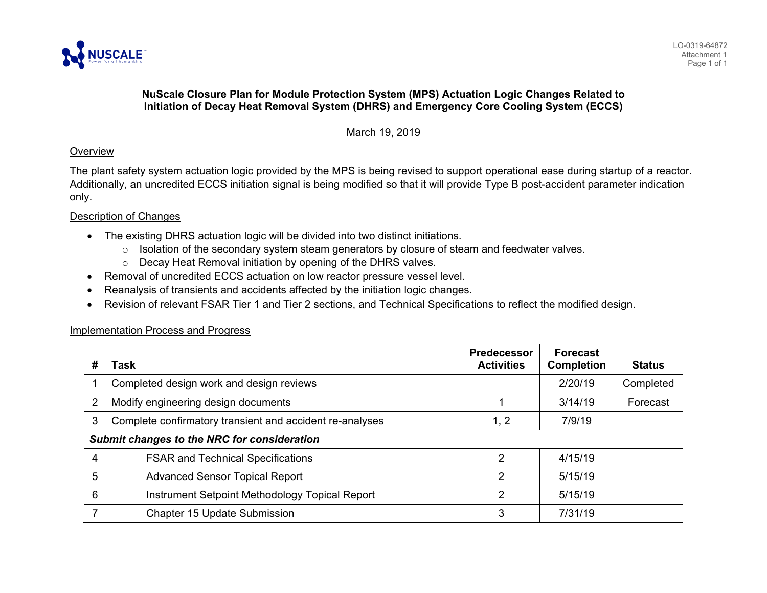## NuScale Closure Plan for Module Protection System (MPS) Actuation Logic Changes Related to Initiation of Decay Heat Removal System (DHRS) and Emergency Core Cooling System (ECCS)

March 19, 2019

### Overview

The plant safety system actuation logic provided by the MPS is being revised to support operational ease during startup of a reactor. Additionally, an uncredited ECCS initiation signal is being modified so that it will provide Type B post-accident parameter indication only.

### Description of Changes

- The existing DHRS actuation logic will be divided into two distinct initiations.
  - Isolation of the secondary system steam generators by closure of steam and feedwater valves.
  - Decay Heat Removal initiation by opening of the DHRS valves.
- Removal of uncredited ECCS actuation on low reactor pressure vessel level.
- Reanalysis of transients and accidents affected by the initiation logic changes.
- Revision of relevant FSAR Tier 1 and Tier 2 sections, and Technical Specifications to reflect the modified design.

### Implementation Process and Progress

| # | Task | Predecessor Activities | Forecast Completion | Status |
|---|---|---|---|---|
| 1 | Completed design work and design reviews | | 2/20/19 | Completed |
| 2 | Modify engineering design documents | 1 | 3/14/19 | Forecast |
| 3 | Complete confirmatory transient and accident re-analyses | 1, 2 | 7/9/19 | |
| ***Submit changes to the NRC for consideration*** | | | | |
| 4 | FSAR and Technical Specifications | 2 | 4/15/19 | |
| 5 | Advanced Sensor Topical Report | 2 | 5/15/19 | |
| 6 | Instrument Setpoint Methodology Topical Report | 2 | 5/15/19 | |
| 7 | Chapter 15 Update Submission | 3 | 7/31/19 | |